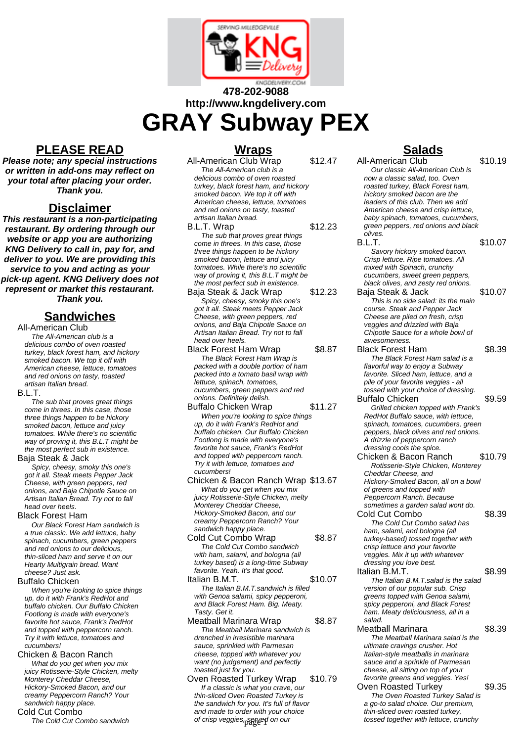478-202-9088

http://www.kngdelivery.com

# GRAY Subway PEX

## PLEASE READ

***Please note; any special instructions or written in add-ons may reflect on your total after placing your order. Thank you.***

## Disclaimer

***This restaurant is a non-participating restaurant. By ordering through our website or app you are authorizing KNG Delivery to call in, pay for, and deliver to you. We are providing this service to you and acting as your pick-up agent. KNG Delivery does not represent or market this restaurant. Thank you.***

## Sandwiches

**All-American Club**
*The All-American club is a delicious combo of oven roasted turkey, black forest ham, and hickory smoked bacon. We top it off with American cheese, lettuce, tomatoes and red onions on tasty, toasted artisan Italian bread.*

**B.L.T.**
*The sub that proves great things come in threes. In this case, those three things happen to be hickory smoked bacon, lettuce and juicy tomatoes. While there's no scientific way of proving it, this B.L.T might be the most perfect sub in existence.*

**Baja Steak & Jack**
*Spicy, cheesy, smoky this one's got it all. Steak meets Pepper Jack Cheese, with green peppers, red onions, and Baja Chipotle Sauce on Artisan Italian Bread. Try not to fall head over heels.*

**Black Forest Ham**
*Our Black Forest Ham sandwich is a true classic. We add lettuce, baby spinach, cucumbers, green peppers and red onions to our delicious, thin-sliced ham and serve it on our Hearty Multigrain bread. Want cheese? Just ask.*

**Buffalo Chicken**
*When you're looking to spice things up, do it with Frank's RedHot and buffalo chicken. Our Buffalo Chicken Footlong is made with everyone's favorite hot sauce, Frank's RedHot and topped with peppercorn ranch. Try it with lettuce, tomatoes and cucumbers!*

**Chicken & Bacon Ranch**
*What do you get when you mix juicy Rotisserie-Style Chicken, melty Monterey Cheddar Cheese, Hickory-Smoked Bacon, and our creamy Peppercorn Ranch? Your sandwich happy place.*

**Cold Cut Combo**
*The Cold Cut Combo sandwich*

## Wraps

**All-American Club Wrap** — $12.47
*The All-American club is a delicious combo of oven roasted turkey, black forest ham, and hickory smoked bacon. We top it off with American cheese, lettuce, tomatoes and red onions on tasty, toasted artisan Italian bread.*

**B.L.T. Wrap** — $12.23
*The sub that proves great things come in threes. In this case, those three things happen to be hickory smoked bacon, lettuce and juicy tomatoes. While there's no scientific way of proving it, this B.L.T might be the most perfect sub in existence.*

**Baja Steak & Jack Wrap** — $12.23
*Spicy, cheesy, smoky this one's got it all. Steak meets Pepper Jack Cheese, with green peppers, red onions, and Baja Chipotle Sauce on Artisan Italian Bread. Try not to fall head over heels.*

**Black Forest Ham Wrap** — $8.87
*The Black Forest Ham Wrap is packed with a double portion of ham packed into a tomato basil wrap with lettuce, spinach, tomatoes, cucumbers, green peppers and red onions. Definitely delish.*

**Buffalo Chicken Wrap** — $11.27
*When you're looking to spice things up, do it with Frank's RedHot and buffalo chicken. Our Buffalo Chicken Footlong is made with everyone's favorite hot sauce, Frank's RedHot and topped with peppercorn ranch. Try it with lettuce, tomatoes and cucumbers!*

**Chicken & Bacon Ranch Wrap** — $13.67
*What do you get when you mix juicy Rotisserie-Style Chicken, melty Monterey Cheddar Cheese, Hickory-Smoked Bacon, and our creamy Peppercorn Ranch? Your sandwich happy place.*

**Cold Cut Combo Wrap** — $8.87
*The Cold Cut Combo sandwich with ham, salami, and bologna (all turkey based) is a long-time Subway favorite. Yeah. It's that good.*

**Italian B.M.T.** — $10.07
*The Italian B.M.T.sandwich is filled with Genoa salami, spicy pepperoni, and Black Forest Ham. Big. Meaty. Tasty. Get it.*

**Meatball Marinara Wrap** — $8.87
*The Meatball Marinara sandwich is drenched in irresistible marinara sauce, sprinkled with Parmesan cheese, topped with whatever you want (no judgement) and perfectly toasted just for you.*

**Oven Roasted Turkey Wrap** — $10.79
*If a classic is what you crave, our thin-sliced Oven Roasted Turkey is the sandwich for you. It's full of flavor and made to order with your choice of crisp veggies, served on our*

## Salads

**All-American Club** — $10.19
*Our classic All-American Club is now a classic salad, too. Oven roasted turkey, Black Forest ham, hickory smoked bacon are the leaders of this club. Then we add American cheese and crisp lettuce, baby spinach, tomatoes, cucumbers, green peppers, red onions and black olives.*

**B.L.T.** — $10.07
*Savory hickory smoked bacon. Crisp lettuce. Ripe tomatoes. All mixed with Spinach, crunchy cucumbers, sweet green peppers, black olives, and zesty red onions.*

**Baja Steak & Jack** — $10.07
*This is no side salad: its the main course. Steak and Pepper Jack Cheese are piled on fresh, crisp veggies and drizzled with Baja Chipotle Sauce for a whole bowl of awesomeness.*

**Black Forest Ham** — $8.39
*The Black Forest Ham salad is a flavorful way to enjoy a Subway favorite. Sliced ham, lettuce, and a pile of your favorite veggies - all tossed with your choice of dressing.*

**Buffalo Chicken** — $9.59
*Grilled chicken topped with Frank's RedHot Buffalo sauce, with lettuce, spinach, tomatoes, cucumbers, green peppers, black olives and red onions. A drizzle of peppercorn ranch dressing cools the spice.*

**Chicken & Bacon Ranch** — $10.79
*Rotisserie-Style Chicken, Monterey Cheddar Cheese, and Hickory-Smoked Bacon, all on a bowl of greens and topped with Peppercorn Ranch. Because sometimes a garden salad wont do.*

**Cold Cut Combo** — $8.39
*The Cold Cut Combo salad has ham, salami, and bologna (all turkey-based) tossed together with crisp lettuce and your favorite veggies. Mix it up with whatever dressing you love best.*

**Italian B.M.T.** — $8.99
*The Italian B.M.T.salad is the salad version of our popular sub. Crisp greens topped with Genoa salami, spicy pepperoni, and Black Forest ham. Meaty deliciousness, all in a salad.*

**Meatball Marinara** — $8.39
*The Meatball Marinara salad is the ultimate cravings crusher. Hot Italian-style meatballs in marinara sauce and a sprinkle of Parmesan cheese, all sitting on top of your favorite greens and veggies. Yes!*

**Oven Roasted Turkey** — $9.35
*The Oven Roasted Turkey Salad is a go-to salad choice. Our premium, thin-sliced oven roasted turkey, tossed together with lettuce, crunchy*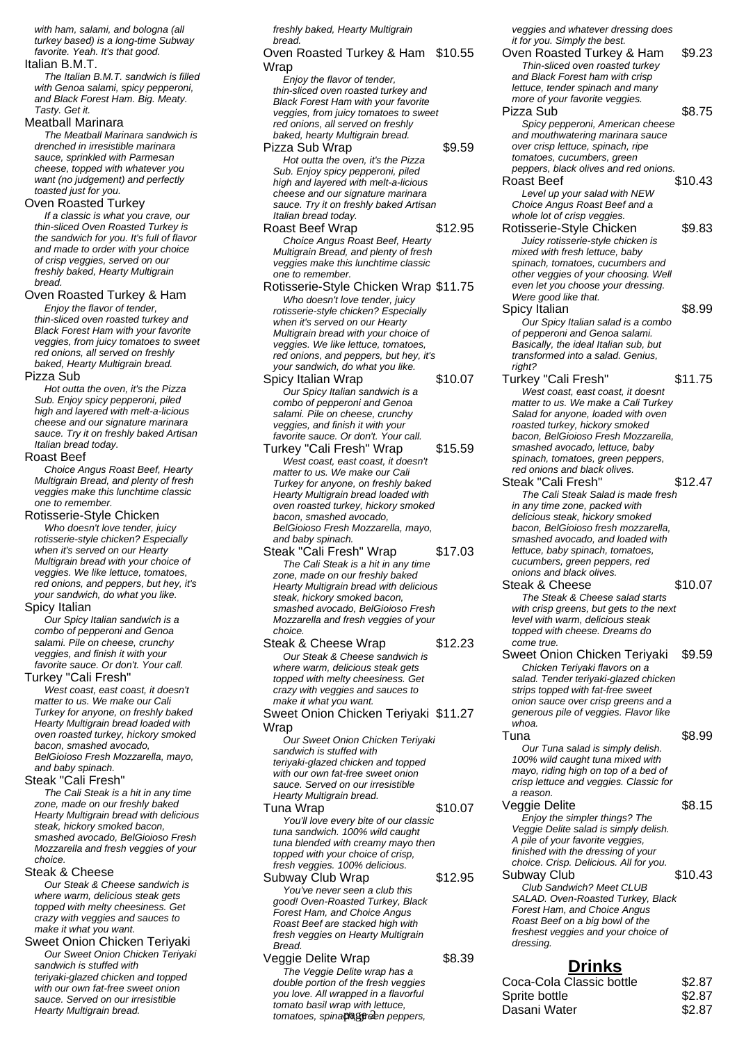with ham, salami, and bologna (all turkey based) is a long-time Subway favorite. Yeah. It's that good.

Italian B.M.T.
*The Italian B.M.T. sandwich is filled with Genoa salami, spicy pepperoni, and Black Forest Ham. Big. Meaty. Tasty. Get it.*

Meatball Marinara
*The Meatball Marinara sandwich is drenched in irresistible marinara sauce, sprinkled with Parmesan cheese, topped with whatever you want (no judgement) and perfectly toasted just for you.*

Oven Roasted Turkey
*If a classic is what you crave, our thin-sliced Oven Roasted Turkey is the sandwich for you. It's full of flavor and made to order with your choice of crisp veggies, served on our freshly baked, Hearty Multigrain bread.*

Oven Roasted Turkey & Ham
*Enjoy the flavor of tender, thin-sliced oven roasted turkey and Black Forest Ham with your favorite veggies, from juicy tomatoes to sweet red onions, all served on freshly baked, Hearty Multigrain bread.*

Pizza Sub
*Hot outta the oven, it's the Pizza Sub. Enjoy spicy pepperoni, piled high and layered with melt-a-licious cheese and our signature marinara sauce. Try it on freshly baked Artisan Italian bread today.*

Roast Beef
*Choice Angus Roast Beef, Hearty Multigrain Bread, and plenty of fresh veggies make this lunchtime classic one to remember.*

Rotisserie-Style Chicken
*Who doesn't love tender, juicy rotisserie-style chicken? Especially when it's served on our Hearty Multigrain bread with your choice of veggies. We like lettuce, tomatoes, red onions, and peppers, but hey, it's your sandwich, do what you like.*

Spicy Italian
*Our Spicy Italian sandwich is a combo of pepperoni and Genoa salami. Pile on cheese, crunchy veggies, and finish it with your favorite sauce. Or don't. Your call.*

Turkey "Cali Fresh"
*West coast, east coast, it doesn't matter to us. We make our Cali Turkey for anyone, on freshly baked Hearty Multigrain bread loaded with oven roasted turkey, hickory smoked bacon, smashed avocado, BelGioioso Fresh Mozzarella, mayo, and baby spinach.*

Steak "Cali Fresh"
*The Cali Steak is a hit in any time zone, made on our freshly baked Hearty Multigrain bread with delicious steak, hickory smoked bacon, smashed avocado, BelGioioso Fresh Mozzarella and fresh veggies of your choice.*

Steak & Cheese
*Our Steak & Cheese sandwich is where warm, delicious steak gets topped with melty cheesiness. Get crazy with veggies and sauces to make it what you want.*

Sweet Onion Chicken Teriyaki
*Our Sweet Onion Chicken Teriyaki sandwich is stuffed with teriyaki-glazed chicken and topped with our own fat-free sweet onion sauce. Served on our irresistible Hearty Multigrain bread.*

*freshly baked, Hearty Multigrain bread.*

Oven Roasted Turkey & Ham Wrap — $10.55
*Enjoy the flavor of tender, thin-sliced oven roasted turkey and Black Forest Ham with your favorite veggies, from juicy tomatoes to sweet red onions, all served on freshly baked, hearty Multigrain bread.*

Pizza Sub Wrap — $9.59
*Hot outta the oven, it's the Pizza Sub. Enjoy spicy pepperoni, piled high and layered with melt-a-licious cheese and our signature marinara sauce. Try it on freshly baked Artisan Italian bread today.*

Roast Beef Wrap — $12.95
*Choice Angus Roast Beef, Hearty Multigrain Bread, and plenty of fresh veggies make this lunchtime classic one to remember.*

Rotisserie-Style Chicken Wrap — $11.75
*Who doesn't love tender, juicy rotisserie-style chicken? Especially when it's served on our Hearty Multigrain bread with your choice of veggies. We like lettuce, tomatoes, red onions, and peppers, but hey, it's your sandwich, do what you like.*

Spicy Italian Wrap — $10.07
*Our Spicy Italian sandwich is a combo of pepperoni and Genoa salami. Pile on cheese, crunchy veggies, and finish it with your favorite sauce. Or don't. Your call.*

Turkey "Cali Fresh" Wrap — $15.59
*West coast, east coast, it doesn't matter to us. We make our Cali Turkey for anyone, on freshly baked Hearty Multigrain bread loaded with oven roasted turkey, hickory smoked bacon, smashed avocado, BelGioioso Fresh Mozzarella, mayo, and baby spinach.*

Steak "Cali Fresh" Wrap — $17.03
*The Cali Steak is a hit in any time zone, made on our freshly baked Hearty Multigrain bread with delicious steak, hickory smoked bacon, smashed avocado, BelGioioso Fresh Mozzarella and fresh veggies of your choice.*

Steak & Cheese Wrap — $12.23
*Our Steak & Cheese sandwich is where warm, delicious steak gets topped with melty cheesiness. Get crazy with veggies and sauces to make it what you want.*

Sweet Onion Chicken Teriyaki Wrap — $11.27
*Our Sweet Onion Chicken Teriyaki sandwich is stuffed with teriyaki-glazed chicken and topped with our own fat-free sweet onion sauce. Served on our irresistible Hearty Multigrain bread.*

Tuna Wrap — $10.07
*You'll love every bite of our classic tuna sandwich. 100% wild caught tuna blended with creamy mayo then topped with your choice of crisp, fresh veggies. 100% delicious.*

Subway Club Wrap — $12.95
*You've never seen a club this good! Oven-Roasted Turkey, Black Forest Ham, and Choice Angus Roast Beef are stacked high with fresh veggies on Hearty Multigrain Bread.*

Veggie Delite Wrap — $8.39
*The Veggie Delite wrap has a double portion of the fresh veggies you love. All wrapped in a flavorful tomato basil wrap with lettuce, tomatoes, spinach, green peppers,*

*veggies and whatever dressing does it for you. Simply the best.*

Oven Roasted Turkey & Ham — $9.23
*Thin-sliced oven roasted turkey and Black Forest ham with crisp lettuce, tender spinach and many more of your favorite veggies.*

Pizza Sub — $8.75
*Spicy pepperoni, American cheese and mouthwatering marinara sauce over crisp lettuce, spinach, ripe tomatoes, cucumbers, green peppers, black olives and red onions.*

Roast Beef — $10.43
*Level up your salad with NEW Choice Angus Roast Beef and a whole lot of crisp veggies.*

Rotisserie-Style Chicken — $9.83
*Juicy rotisserie-style chicken is mixed with fresh lettuce, baby spinach, tomatoes, cucumbers and other veggies of your choosing. Well even let you choose your dressing. Were good like that.*

Spicy Italian — $8.99
*Our Spicy Italian salad is a combo of pepperoni and Genoa salami. Basically, the ideal Italian sub, but transformed into a salad. Genius, right?*

Turkey "Cali Fresh" — $11.75
*West coast, east coast, it doesnt matter to us. We make a Cali Turkey Salad for anyone, loaded with oven roasted turkey, hickory smoked bacon, BelGioioso Fresh Mozzarella, smashed avocado, lettuce, baby spinach, tomatoes, green peppers, red onions and black olives.*

Steak "Cali Fresh" — $12.47
*The Cali Steak Salad is made fresh in any time zone, packed with delicious steak, hickory smoked bacon, BelGioioso fresh mozzarella, smashed avocado, and loaded with lettuce, baby spinach, tomatoes, cucumbers, green peppers, red onions and black olives.*

Steak & Cheese — $10.07
*The Steak & Cheese salad starts with crisp greens, but gets to the next level with warm, delicious steak topped with cheese. Dreams do come true.*

Sweet Onion Chicken Teriyaki — $9.59
*Chicken Teriyaki flavors on a salad. Tender teriyaki-glazed chicken strips topped with fat-free sweet onion sauce over crisp greens and a generous pile of veggies. Flavor like whoa.*

Tuna — $8.99
*Our Tuna salad is simply delish. 100% wild caught tuna mixed with mayo, riding high on top of a bed of crisp lettuce and veggies. Classic for a reason.*

Veggie Delite — $8.15
*Enjoy the simpler things? The Veggie Delite salad is simply delish. A pile of your favorite veggies, finished with the dressing of your choice. Crisp. Delicious. All for you.*

Subway Club — $10.43
*Club Sandwich? Meet CLUB SALAD. Oven-Roasted Turkey, Black Forest Ham, and Choice Angus Roast Beef on a big bowl of the freshest veggies and your choice of dressing.*

## Drinks

Coca-Cola Classic bottle — $2.87
Sprite bottle — $2.87
Dasani Water — $2.87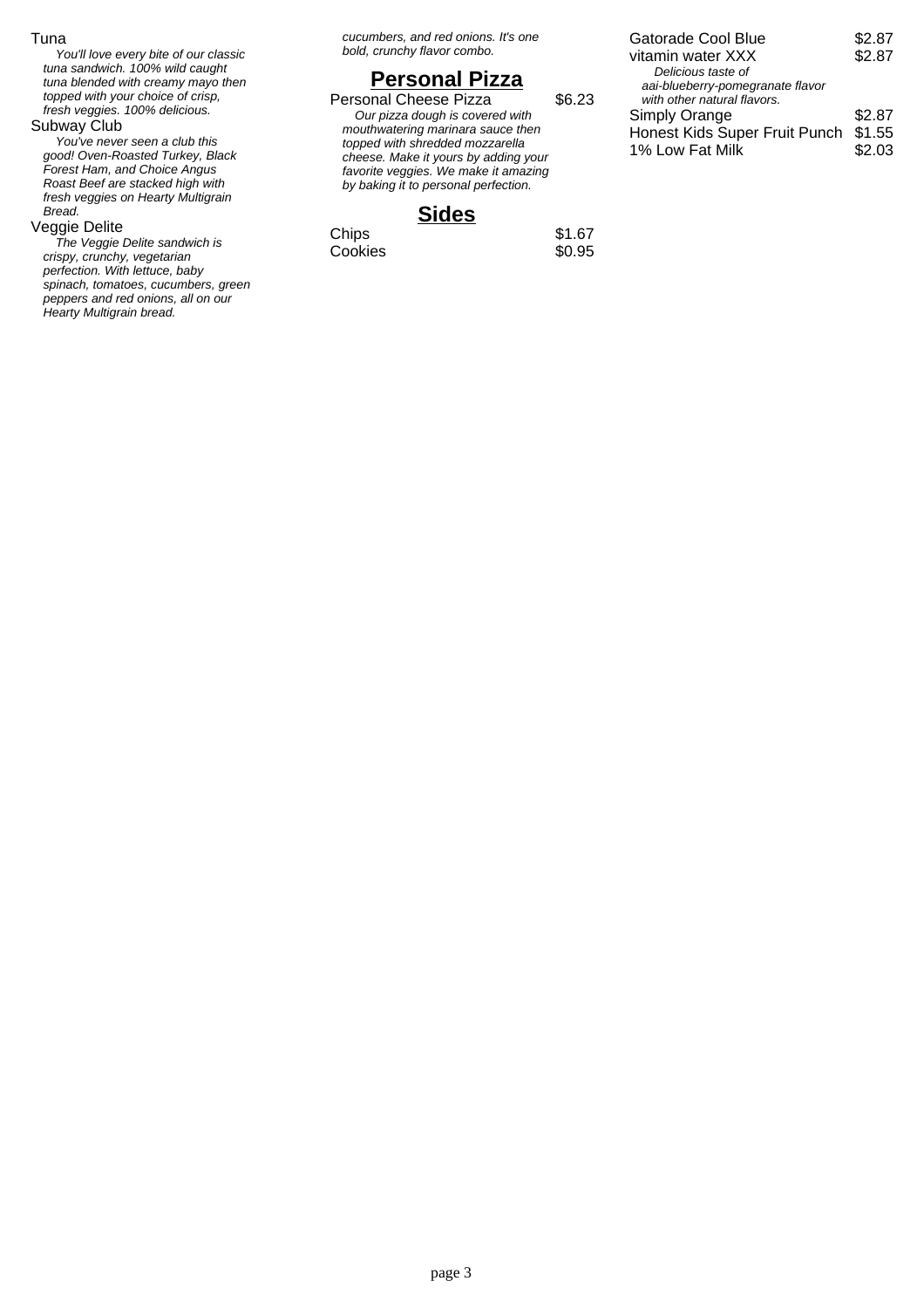Tuna

*You'll love every bite of our classic tuna sandwich. 100% wild caught tuna blended with creamy mayo then topped with your choice of crisp, fresh veggies. 100% delicious.*

Subway Club

*You've never seen a club this good! Oven-Roasted Turkey, Black Forest Ham, and Choice Angus Roast Beef are stacked high with fresh veggies on Hearty Multigrain Bread.*

Veggie Delite

*The Veggie Delite sandwich is crispy, crunchy, vegetarian perfection. With lettuce, baby spinach, tomatoes, cucumbers, green peppers and red onions, all on our Hearty Multigrain bread.*

*cucumbers, and red onions. It's one bold, crunchy flavor combo.*

## Personal Pizza

Personal Cheese Pizza $6.23

*Our pizza dough is covered with mouthwatering marinara sauce then topped with shredded mozzarella cheese. Make it yours by adding your favorite veggies. We make it amazing by baking it to personal perfection.*

## Sides

| | |
|---|---|
| Chips | $1.67 |
| Cookies | $0.95 |

Gatorade Cool Blue $2.87

vitamin water XXX $2.87

*Delicious taste of aai-blueberry-pomegranate flavor with other natural flavors.*

| | |
|---|---|
| Simply Orange | $2.87 |
| Honest Kids Super Fruit Punch | $1.55 |
| 1% Low Fat Milk | $2.03 |